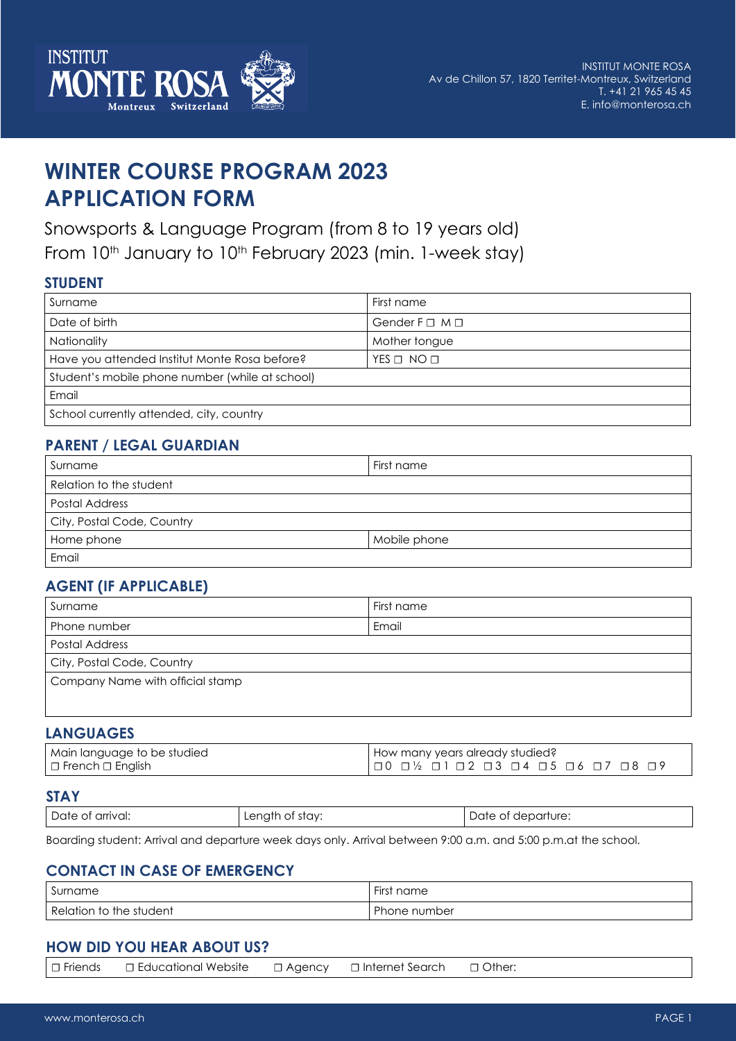INSTITUT MONTE ROSA
Av de Chillon 57, 1820 Territet-Montreux, Switzerland
T. +41 21 965 45 45
E. info@monterosa.ch

# WINTER COURSE PROGRAM 2023
# APPLICATION FORM

Snowsports & Language Program (from 8 to 19 years old)
From 10th January to 10th February 2023 (min. 1-week stay)

## STUDENT

| Surname | First name |
|---|---|
| Date of birth | Gender F ☐ M ☐ |
| Nationality | Mother tongue |
| Have you attended Institut Monte Rosa before? | YES ☐ NO ☐ |
| Student's mobile phone number (while at school) | |
| Email | |
| School currently attended, city, country | |

## PARENT / LEGAL GUARDIAN

| Surname | First name |
|---|---|
| Relation to the student | |
| Postal Address | |
| City, Postal Code, Country | |
| Home phone | Mobile phone |
| Email | |

## AGENT (IF APPLICABLE)

| Surname | First name |
|---|---|
| Phone number | Email |
| Postal Address | |
| City, Postal Code, Country | |
| Company Name with official stamp | |

## LANGUAGES

| Main language to be studied | How many years already studied? |
|---|---|
| ☐ French ☐ English | ☐ 0 ☐ ½ ☐ 1 ☐ 2 ☐ 3 ☐ 4 ☐ 5 ☐ 6 ☐ 7 ☐ 8 ☐ 9 |

## STAY

| Date of arrival: | Length of stay: | Date of departure: |
|---|---|---|

Boarding student: Arrival and departure week days only. Arrival between 9:00 a.m. and 5:00 p.m.at the school.

## CONTACT IN CASE OF EMERGENCY

| Surname | First name |
|---|---|
| Relation to the student | Phone number |

## HOW DID YOU HEAR ABOUT US?

☐ Friends ☐ Educational Website ☐ Agency ☐ Internet Search ☐ Other:

www.monterosa.ch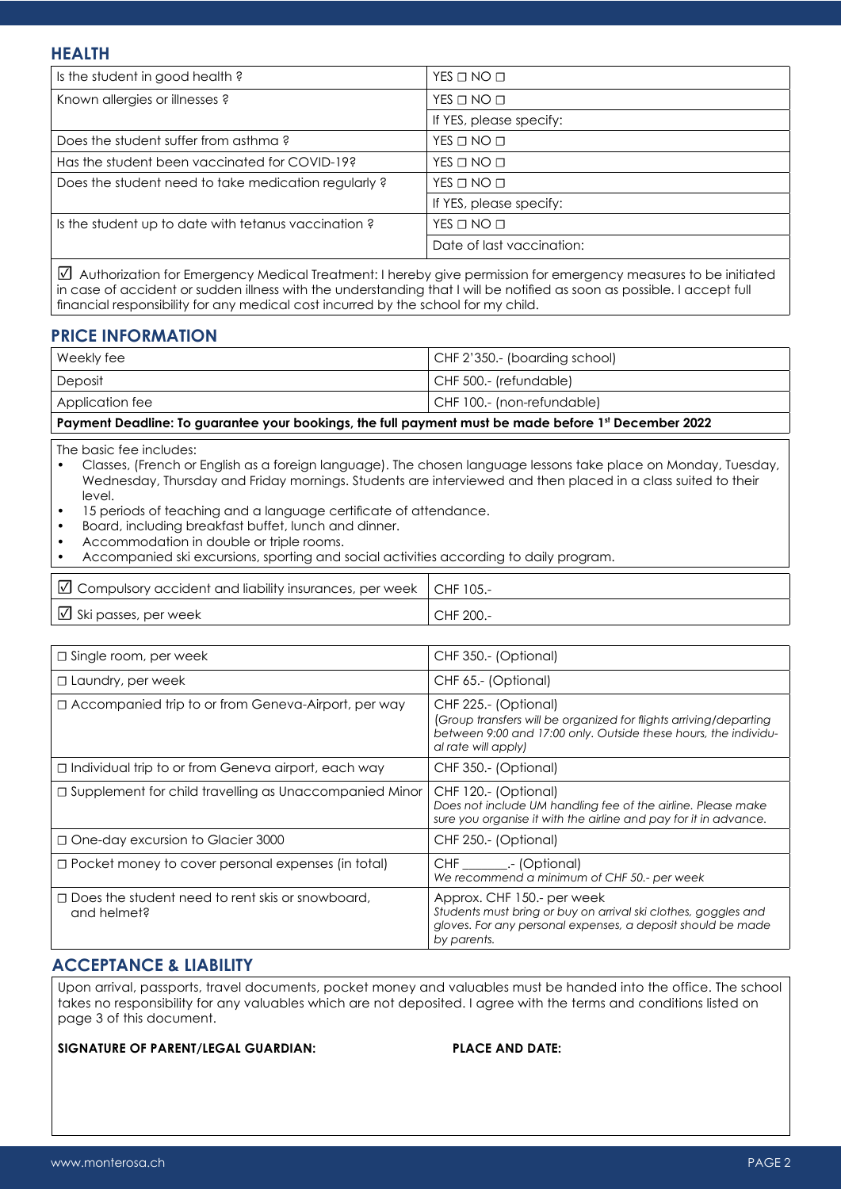## HEALTH

| Is the student in good health ? | YES ☐ NO ☐ |
|---|---|
| Known allergies or illnesses ? | YES ☐ NO ☐ |
| | If YES, please specify: |
| Does the student suffer from asthma ? | YES ☐ NO ☐ |
| Has the student been vaccinated for COVID-19? | YES ☐ NO ☐ |
| Does the student need to take medication regularly ? | YES ☐ NO ☐ |
| | If YES, please specify: |
| Is the student up to date with tetanus vaccination ? | YES ☐ NO ☐ |
| | Date of last vaccination: |

☑ Authorization for Emergency Medical Treatment: I hereby give permission for emergency measures to be initiated in case of accident or sudden illness with the understanding that I will be notified as soon as possible. I accept full financial responsibility for any medical cost incurred by the school for my child.

## PRICE INFORMATION

| Weekly fee | CHF 2'350.- (boarding school) |
|---|---|
| Deposit | CHF 500.- (refundable) |
| Application fee | CHF 100.- (non-refundable) |

**Payment Deadline: To guarantee your bookings, the full payment must be made before 1st December 2022**

The basic fee includes:

- Classes, (French or English as a foreign language). The chosen language lessons take place on Monday, Tuesday, Wednesday, Thursday and Friday mornings. Students are interviewed and then placed in a class suited to their level.
- 15 periods of teaching and a language certificate of attendance.
- Board, including breakfast buffet, lunch and dinner.
- Accommodation in double or triple rooms.
- Accompanied ski excursions, sporting and social activities according to daily program.

| ☑ Compulsory accident and liability insurances, per week | CHF 105.- |
|---|---|
| ☑ Ski passes, per week | CHF 200.- |

| ☐ Single room, per week | CHF 350.- (Optional) |
|---|---|
| ☐ Laundry, per week | CHF 65.- (Optional) |
| ☐ Accompanied trip to or from Geneva-Airport, per way | CHF 225.- (Optional) *(Group transfers will be organized for flights arriving/departing between 9:00 and 17:00 only. Outside these hours, the individual rate will apply)* |
| ☐ Individual trip to or from Geneva airport, each way | CHF 350.- (Optional) |
| ☐ Supplement for child travelling as Unaccompanied Minor | CHF 120.- (Optional) *Does not include UM handling fee of the airline. Please make sure you organise it with the airline and pay for it in advance.* |
| ☐ One-day excursion to Glacier 3000 | CHF 250.- (Optional) |
| ☐ Pocket money to cover personal expenses (in total) | CHF _______.- (Optional) *We recommend a minimum of CHF 50.- per week* |
| ☐ Does the student need to rent skis or snowboard, and helmet? | Approx. CHF 150.- per week *Students must bring or buy on arrival ski clothes, goggles and gloves. For any personal expenses, a deposit should be made by parents.* |

## ACCEPTANCE & LIABILITY

Upon arrival, passports, travel documents, pocket money and valuables must be handed into the office. The school takes no responsibility for any valuables which are not deposited. I agree with the terms and conditions listed on page 3 of this document.

**SIGNATURE OF PARENT/LEGAL GUARDIAN:** **PLACE AND DATE:**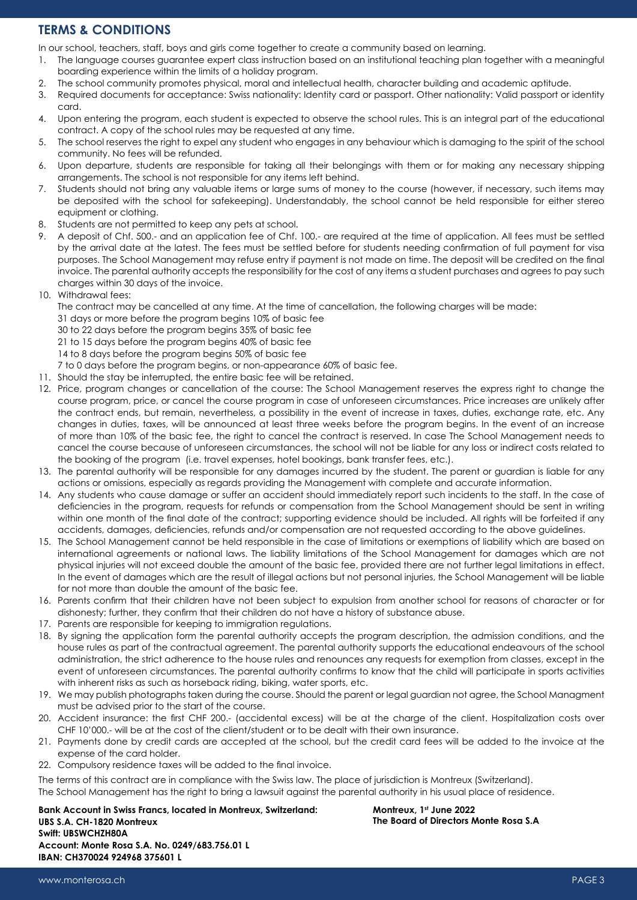## TERMS & CONDITIONS

In our school, teachers, staff, boys and girls come together to create a community based on learning.

1. The language courses guarantee expert class instruction based on an institutional teaching plan together with a meaningful boarding experience within the limits of a holiday program.
2. The school community promotes physical, moral and intellectual health, character building and academic aptitude.
3. Required documents for acceptance: Swiss nationality: Identity card or passport. Other nationality: Valid passport or identity card.
4. Upon entering the program, each student is expected to observe the school rules. This is an integral part of the educational contract. A copy of the school rules may be requested at any time.
5. The school reserves the right to expel any student who engages in any behaviour which is damaging to the spirit of the school community. No fees will be refunded.
6. Upon departure, students are responsible for taking all their belongings with them or for making any necessary shipping arrangements. The school is not responsible for any items left behind.
7. Students should not bring any valuable items or large sums of money to the course (however, if necessary, such items may be deposited with the school for safekeeping). Understandably, the school cannot be held responsible for either stereo equipment or clothing.
8. Students are not permitted to keep any pets at school.
9. A deposit of Chf. 500.- and an application fee of Chf. 100.- are required at the time of application. All fees must be settled by the arrival date at the latest. The fees must be settled before for students needing confirmation of full payment for visa purposes. The School Management may refuse entry if payment is not made on time. The deposit will be credited on the final invoice. The parental authority accepts the responsibility for the cost of any items a student purchases and agrees to pay such charges within 30 days of the invoice.
10. Withdrawal fees:
    The contract may be cancelled at any time. At the time of cancellation, the following charges will be made:
    31 days or more before the program begins 10% of basic fee
    30 to 22 days before the program begins 35% of basic fee
    21 to 15 days before the program begins 40% of basic fee
    14 to 8 days before the program begins 50% of basic fee
    7 to 0 days before the program begins, or non-appearance 60% of basic fee.
11. Should the stay be interrupted, the entire basic fee will be retained.
12. Price, program changes or cancellation of the course: The School Management reserves the express right to change the course program, price, or cancel the course program in case of unforeseen circumstances. Price increases are unlikely after the contract ends, but remain, nevertheless, a possibility in the event of increase in taxes, duties, exchange rate, etc. Any changes in duties, taxes, will be announced at least three weeks before the program begins. In the event of an increase of more than 10% of the basic fee, the right to cancel the contract is reserved. In case The School Management needs to cancel the course because of unforeseen circumstances, the school will not be liable for any loss or indirect costs related to the booking of the program (i.e. travel expenses, hotel bookings, bank transfer fees, etc.).
13. The parental authority will be responsible for any damages incurred by the student. The parent or guardian is liable for any actions or omissions, especially as regards providing the Management with complete and accurate information.
14. Any students who cause damage or suffer an accident should immediately report such incidents to the staff. In the case of deficiencies in the program, requests for refunds or compensation from the School Management should be sent in writing within one month of the final date of the contract; supporting evidence should be included. All rights will be forfeited if any accidents, damages, deficiencies, refunds and/or compensation are not requested according to the above guidelines.
15. The School Management cannot be held responsible in the case of limitations or exemptions of liability which are based on international agreements or national laws. The liability limitations of the School Management for damages which are not physical injuries will not exceed double the amount of the basic fee, provided there are not further legal limitations in effect. In the event of damages which are the result of illegal actions but not personal injuries, the School Management will be liable for not more than double the amount of the basic fee.
16. Parents confirm that their children have not been subject to expulsion from another school for reasons of character or for dishonesty; further, they confirm that their children do not have a history of substance abuse.
17. Parents are responsible for keeping to immigration regulations.
18. By signing the application form the parental authority accepts the program description, the admission conditions, and the house rules as part of the contractual agreement. The parental authority supports the educational endeavours of the school administration, the strict adherence to the house rules and renounces any requests for exemption from classes, except in the event of unforeseen circumstances. The parental authority confirms to know that the child will participate in sports activities with inherent risks as such as horseback riding, biking, water sports, etc.
19. We may publish photographs taken during the course. Should the parent or legal guardian not agree, the School Managment must be advised prior to the start of the course.
20. Accident insurance: the first CHF 200.- (accidental excess) will be at the charge of the client. Hospitalization costs over CHF 10'000.- will be at the cost of the client/student or to be dealt with their own insurance.
21. Payments done by credit cards are accepted at the school, but the credit card fees will be added to the invoice at the expense of the card holder.
22. Compulsory residence taxes will be added to the final invoice.

The terms of this contract are in compliance with the Swiss law. The place of jurisdiction is Montreux (Switzerland).
The School Management has the right to bring a lawsuit against the parental authority in his usual place of residence.

**Bank Account in Swiss Francs, located in Montreux, Switzerland:**
**UBS S.A. CH-1820 Montreux**
**Swift: UBSWCHZH80A**
**Account: Monte Rosa S.A. No. 0249/683.756.01 L**
**IBAN: CH370024 924968 375601 L**

**Montreux, 1st June 2022**
**The Board of Directors Monte Rosa S.A**

www.monterosa.ch